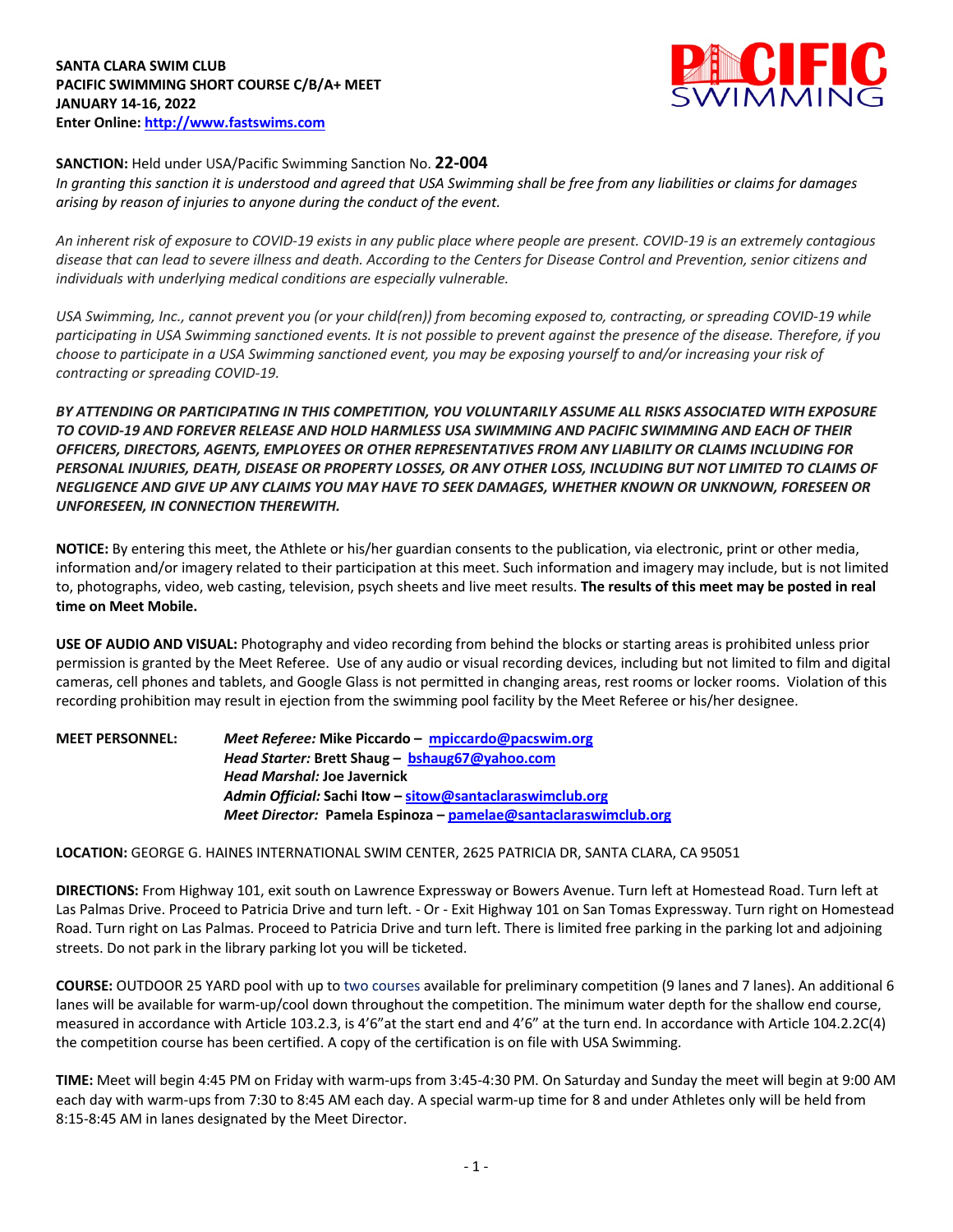**SANTA CLARA SWIM CLUB**
**PACIFIC SWIMMING SHORT COURSE C/B/A+ MEET**
**JANUARY 14-16, 2022**
**Enter Online: [http://www.fastswims.com](http://www.fastswims.com)**

**SANCTION:** Held under USA/Pacific Swimming Sanction No. **22-004**
*In granting this sanction it is understood and agreed that USA Swimming shall be free from any liabilities or claims for damages arising by reason of injuries to anyone during the conduct of the event.*

*An inherent risk of exposure to COVID-19 exists in any public place where people are present. COVID-19 is an extremely contagious disease that can lead to severe illness and death. According to the Centers for Disease Control and Prevention, senior citizens and individuals with underlying medical conditions are especially vulnerable.*

*USA Swimming, Inc., cannot prevent you (or your child(ren)) from becoming exposed to, contracting, or spreading COVID-19 while participating in USA Swimming sanctioned events. It is not possible to prevent against the presence of the disease. Therefore, if you choose to participate in a USA Swimming sanctioned event, you may be exposing yourself to and/or increasing your risk of contracting or spreading COVID-19.*

***BY ATTENDING OR PARTICIPATING IN THIS COMPETITION, YOU VOLUNTARILY ASSUME ALL RISKS ASSOCIATED WITH EXPOSURE TO COVID-19 AND FOREVER RELEASE AND HOLD HARMLESS USA SWIMMING AND PACIFIC SWIMMING AND EACH OF THEIR OFFICERS, DIRECTORS, AGENTS, EMPLOYEES OR OTHER REPRESENTATIVES FROM ANY LIABILITY OR CLAIMS INCLUDING FOR PERSONAL INJURIES, DEATH, DISEASE OR PROPERTY LOSSES, OR ANY OTHER LOSS, INCLUDING BUT NOT LIMITED TO CLAIMS OF NEGLIGENCE AND GIVE UP ANY CLAIMS YOU MAY HAVE TO SEEK DAMAGES, WHETHER KNOWN OR UNKNOWN, FORESEEN OR UNFORESEEN, IN CONNECTION THEREWITH.***

**NOTICE:** By entering this meet, the Athlete or his/her guardian consents to the publication, via electronic, print or other media, information and/or imagery related to their participation at this meet. Such information and imagery may include, but is not limited to, photographs, video, web casting, television, psych sheets and live meet results. **The results of this meet may be posted in real time on Meet Mobile.**

**USE OF AUDIO AND VISUAL:** Photography and video recording from behind the blocks or starting areas is prohibited unless prior permission is granted by the Meet Referee. Use of any audio or visual recording devices, including but not limited to film and digital cameras, cell phones and tablets, and Google Glass is not permitted in changing areas, rest rooms or locker rooms. Violation of this recording prohibition may result in ejection from the swimming pool facility by the Meet Referee or his/her designee.

**MEET PERSONNEL:**
***Meet Referee:*** **Mike Piccardo – [mpiccardo@pacswim.org](mailto:mpiccardo@pacswim.org)**
***Head Starter:*** **Brett Shaug – [bshaug67@yahoo.com](mailto:bshaug67@yahoo.com)**
***Head Marshal:*** **Joe Javernick**
***Admin Official:*** **Sachi Itow – [sitow@santaclaraswimclub.org](mailto:sitow@santaclaraswimclub.org)**
***Meet Director:*** **Pamela Espinoza – [pamelae@santaclaraswimclub.org](mailto:pamelae@santaclaraswimclub.org)**

**LOCATION:** GEORGE G. HAINES INTERNATIONAL SWIM CENTER, 2625 PATRICIA DR, SANTA CLARA, CA 95051

**DIRECTIONS:** From Highway 101, exit south on Lawrence Expressway or Bowers Avenue. Turn left at Homestead Road. Turn left at Las Palmas Drive. Proceed to Patricia Drive and turn left. - Or - Exit Highway 101 on San Tomas Expressway. Turn right on Homestead Road. Turn right on Las Palmas. Proceed to Patricia Drive and turn left. There is limited free parking in the parking lot and adjoining streets. Do not park in the library parking lot you will be ticketed.

**COURSE:** OUTDOOR 25 YARD pool with up to two courses available for preliminary competition (9 lanes and 7 lanes). An additional 6 lanes will be available for warm-up/cool down throughout the competition. The minimum water depth for the shallow end course, measured in accordance with Article 103.2.3, is 4'6"at the start end and 4'6" at the turn end. In accordance with Article 104.2.2C(4) the competition course has been certified. A copy of the certification is on file with USA Swimming.

**TIME:** Meet will begin 4:45 PM on Friday with warm-ups from 3:45-4:30 PM. On Saturday and Sunday the meet will begin at 9:00 AM each day with warm-ups from 7:30 to 8:45 AM each day. A special warm-up time for 8 and under Athletes only will be held from 8:15-8:45 AM in lanes designated by the Meet Director.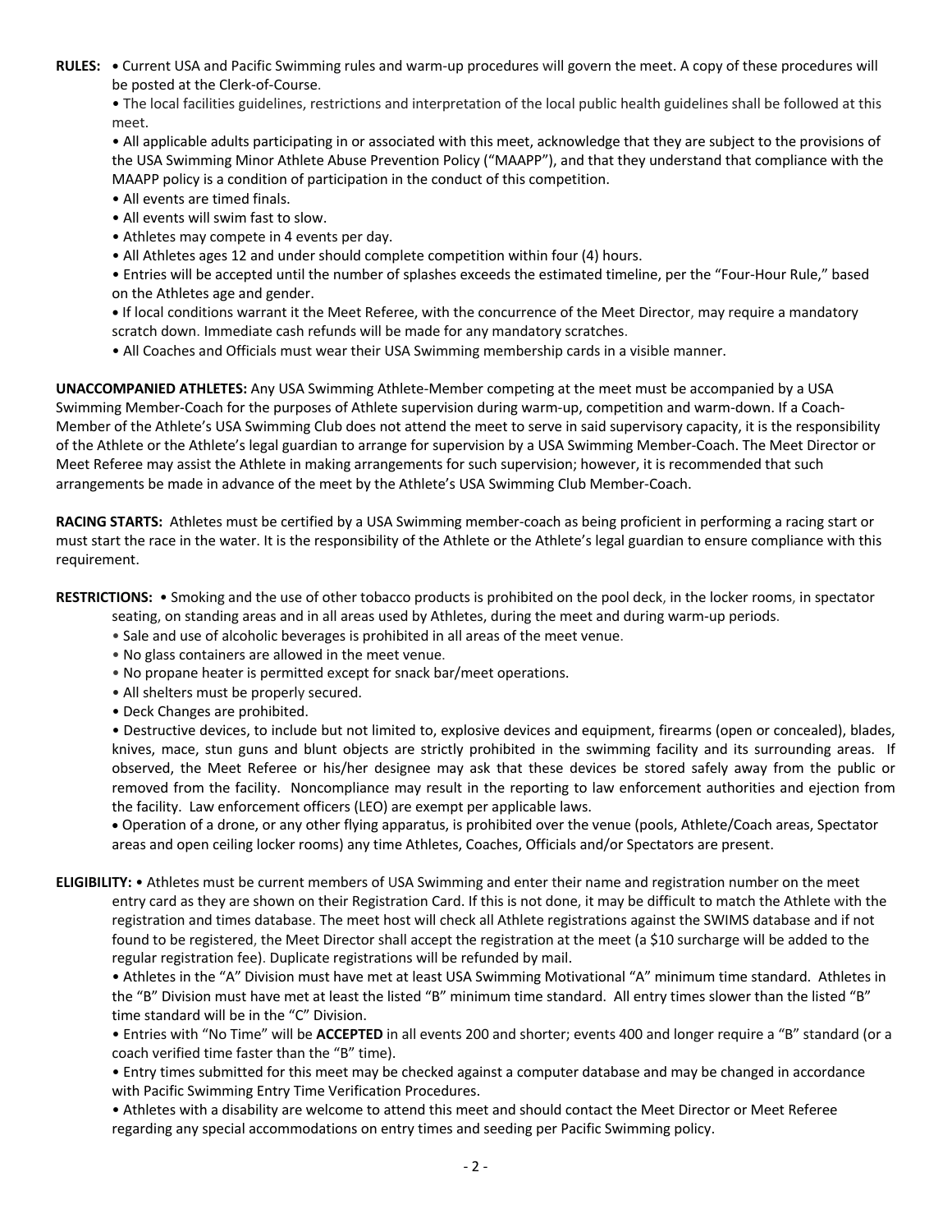**RULES:** • Current USA and Pacific Swimming rules and warm-up procedures will govern the meet. A copy of these procedures will be posted at the Clerk-of-Course.

• The local facilities guidelines, restrictions and interpretation of the local public health guidelines shall be followed at this meet.

• All applicable adults participating in or associated with this meet, acknowledge that they are subject to the provisions of the USA Swimming Minor Athlete Abuse Prevention Policy ("MAAPP"), and that they understand that compliance with the MAAPP policy is a condition of participation in the conduct of this competition.

• All events are timed finals.

• All events will swim fast to slow.

• Athletes may compete in 4 events per day.

• All Athletes ages 12 and under should complete competition within four (4) hours.

• Entries will be accepted until the number of splashes exceeds the estimated timeline, per the "Four-Hour Rule," based on the Athletes age and gender.

• If local conditions warrant it the Meet Referee, with the concurrence of the Meet Director, may require a mandatory scratch down. Immediate cash refunds will be made for any mandatory scratches.

• All Coaches and Officials must wear their USA Swimming membership cards in a visible manner.

**UNACCOMPANIED ATHLETES:** Any USA Swimming Athlete-Member competing at the meet must be accompanied by a USA Swimming Member-Coach for the purposes of Athlete supervision during warm-up, competition and warm-down. If a Coach-Member of the Athlete's USA Swimming Club does not attend the meet to serve in said supervisory capacity, it is the responsibility of the Athlete or the Athlete's legal guardian to arrange for supervision by a USA Swimming Member-Coach. The Meet Director or Meet Referee may assist the Athlete in making arrangements for such supervision; however, it is recommended that such arrangements be made in advance of the meet by the Athlete's USA Swimming Club Member-Coach.

**RACING STARTS:** Athletes must be certified by a USA Swimming member-coach as being proficient in performing a racing start or must start the race in the water. It is the responsibility of the Athlete or the Athlete's legal guardian to ensure compliance with this requirement.

**RESTRICTIONS:** • Smoking and the use of other tobacco products is prohibited on the pool deck, in the locker rooms, in spectator seating, on standing areas and in all areas used by Athletes, during the meet and during warm-up periods.

• Sale and use of alcoholic beverages is prohibited in all areas of the meet venue.

• No glass containers are allowed in the meet venue.

• No propane heater is permitted except for snack bar/meet operations.

• All shelters must be properly secured.

• Deck Changes are prohibited.

• Destructive devices, to include but not limited to, explosive devices and equipment, firearms (open or concealed), blades, knives, mace, stun guns and blunt objects are strictly prohibited in the swimming facility and its surrounding areas. If observed, the Meet Referee or his/her designee may ask that these devices be stored safely away from the public or removed from the facility. Noncompliance may result in the reporting to law enforcement authorities and ejection from the facility. Law enforcement officers (LEO) are exempt per applicable laws.

• Operation of a drone, or any other flying apparatus, is prohibited over the venue (pools, Athlete/Coach areas, Spectator areas and open ceiling locker rooms) any time Athletes, Coaches, Officials and/or Spectators are present.

**ELIGIBILITY:** • Athletes must be current members of USA Swimming and enter their name and registration number on the meet entry card as they are shown on their Registration Card. If this is not done, it may be difficult to match the Athlete with the registration and times database. The meet host will check all Athlete registrations against the SWIMS database and if not found to be registered, the Meet Director shall accept the registration at the meet (a $10 surcharge will be added to the regular registration fee). Duplicate registrations will be refunded by mail.

• Athletes in the "A" Division must have met at least USA Swimming Motivational "A" minimum time standard. Athletes in the "B" Division must have met at least the listed "B" minimum time standard. All entry times slower than the listed "B" time standard will be in the "C" Division.

• Entries with "No Time" will be **ACCEPTED** in all events 200 and shorter; events 400 and longer require a "B" standard (or a coach verified time faster than the "B" time).

• Entry times submitted for this meet may be checked against a computer database and may be changed in accordance with Pacific Swimming Entry Time Verification Procedures.

• Athletes with a disability are welcome to attend this meet and should contact the Meet Director or Meet Referee regarding any special accommodations on entry times and seeding per Pacific Swimming policy.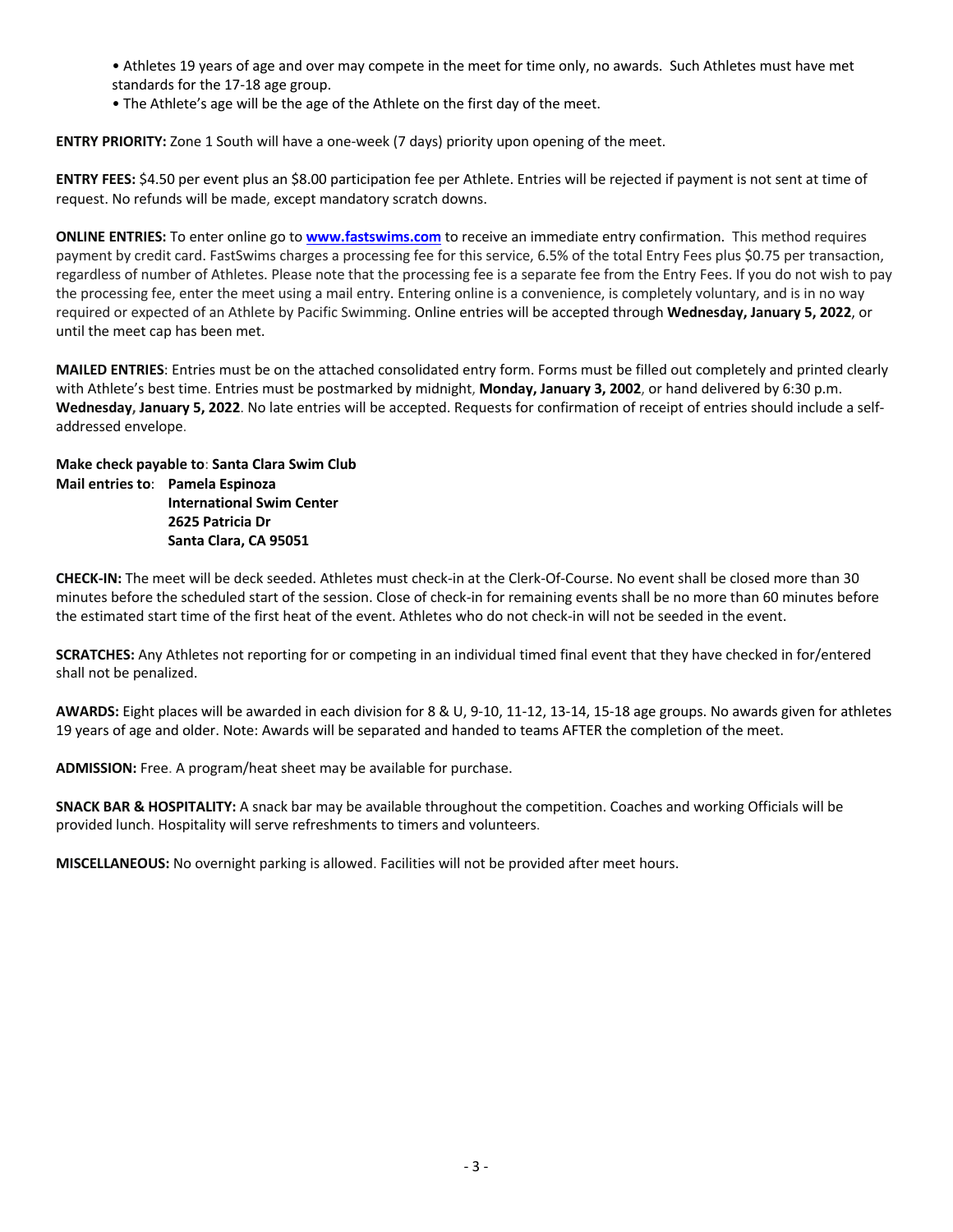- Athletes 19 years of age and over may compete in the meet for time only, no awards. Such Athletes must have met standards for the 17-18 age group.
- The Athlete's age will be the age of the Athlete on the first day of the meet.

**ENTRY PRIORITY:** Zone 1 South will have a one-week (7 days) priority upon opening of the meet.

**ENTRY FEES:** $4.50 per event plus an $8.00 participation fee per Athlete. Entries will be rejected if payment is not sent at time of request. No refunds will be made, except mandatory scratch downs.

**ONLINE ENTRIES:** To enter online go to **[www.fastswims.com](http://www.fastswims.com)** to receive an immediate entry confirmation. This method requires payment by credit card. FastSwims charges a processing fee for this service, 6.5% of the total Entry Fees plus $0.75 per transaction, regardless of number of Athletes. Please note that the processing fee is a separate fee from the Entry Fees. If you do not wish to pay the processing fee, enter the meet using a mail entry. Entering online is a convenience, is completely voluntary, and is in no way required or expected of an Athlete by Pacific Swimming. Online entries will be accepted through **Wednesday, January 5, 2022**, or until the meet cap has been met.

**MAILED ENTRIES**: Entries must be on the attached consolidated entry form. Forms must be filled out completely and printed clearly with Athlete's best time. Entries must be postmarked by midnight, **Monday, January 3, 2002**, or hand delivered by 6:30 p.m. **Wednesday, January 5, 2022**. No late entries will be accepted. Requests for confirmation of receipt of entries should include a self-addressed envelope.

**Make check payable to**: **Santa Clara Swim Club**
**Mail entries to**: **Pamela Espinoza**
**International Swim Center**
**2625 Patricia Dr**
**Santa Clara, CA 95051**

**CHECK-IN:** The meet will be deck seeded. Athletes must check-in at the Clerk-Of-Course. No event shall be closed more than 30 minutes before the scheduled start of the session. Close of check-in for remaining events shall be no more than 60 minutes before the estimated start time of the first heat of the event. Athletes who do not check-in will not be seeded in the event.

**SCRATCHES:** Any Athletes not reporting for or competing in an individual timed final event that they have checked in for/entered shall not be penalized.

**AWARDS:** Eight places will be awarded in each division for 8 & U, 9-10, 11-12, 13-14, 15-18 age groups. No awards given for athletes 19 years of age and older. Note: Awards will be separated and handed to teams AFTER the completion of the meet.

**ADMISSION:** Free. A program/heat sheet may be available for purchase.

**SNACK BAR & HOSPITALITY:** A snack bar may be available throughout the competition. Coaches and working Officials will be provided lunch. Hospitality will serve refreshments to timers and volunteers.

**MISCELLANEOUS:** No overnight parking is allowed. Facilities will not be provided after meet hours.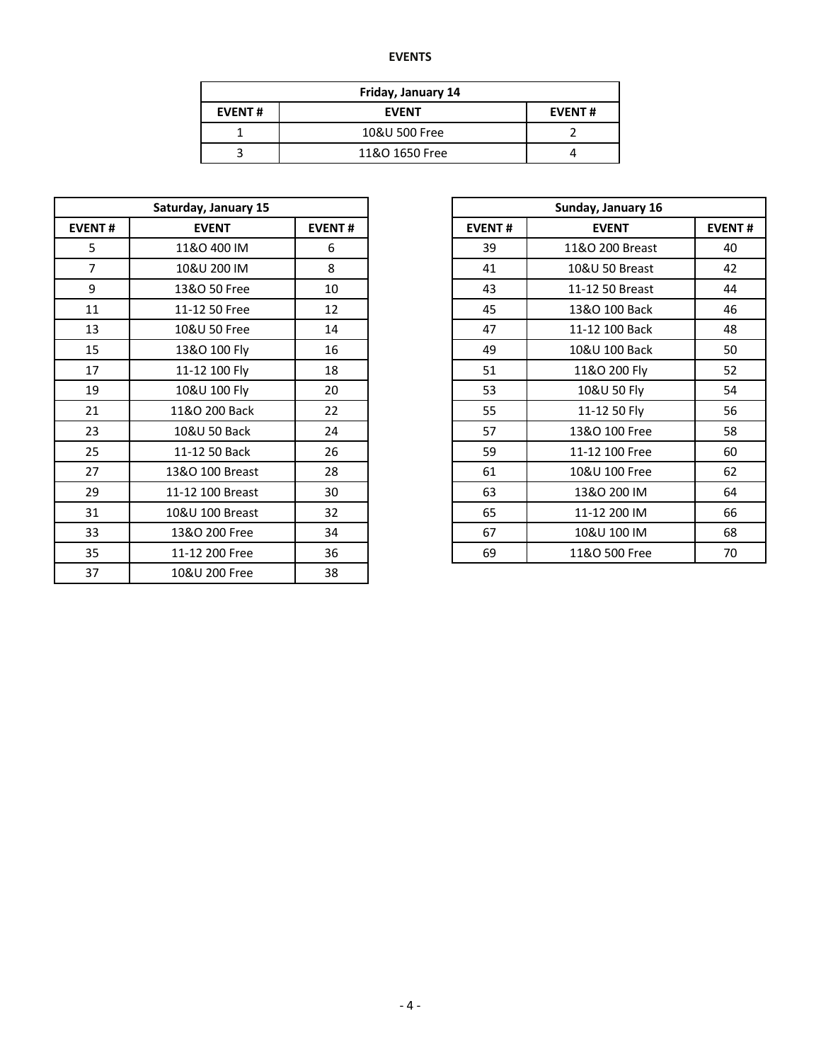**EVENTS**

| Friday, January 14 | | |
|---|---|---|
| **EVENT #** | **EVENT** | **EVENT #** |
| 1 | 10&U 500 Free | 2 |
| 3 | 11&O 1650 Free | 4 |

| Saturday, January 15 | | |
|---|---|---|
| **EVENT #** | **EVENT** | **EVENT #** |
| 5 | 11&O 400 IM | 6 |
| 7 | 10&U 200 IM | 8 |
| 9 | 13&O 50 Free | 10 |
| 11 | 11-12 50 Free | 12 |
| 13 | 10&U 50 Free | 14 |
| 15 | 13&O 100 Fly | 16 |
| 17 | 11-12 100 Fly | 18 |
| 19 | 10&U 100 Fly | 20 |
| 21 | 11&O 200 Back | 22 |
| 23 | 10&U 50 Back | 24 |
| 25 | 11-12 50 Back | 26 |
| 27 | 13&O 100 Breast | 28 |
| 29 | 11-12 100 Breast | 30 |
| 31 | 10&U 100 Breast | 32 |
| 33 | 13&O 200 Free | 34 |
| 35 | 11-12 200 Free | 36 |
| 37 | 10&U 200 Free | 38 |

| Sunday, January 16 | | |
|---|---|---|
| **EVENT #** | **EVENT** | **EVENT #** |
| 39 | 11&O 200 Breast | 40 |
| 41 | 10&U 50 Breast | 42 |
| 43 | 11-12 50 Breast | 44 |
| 45 | 13&O 100 Back | 46 |
| 47 | 11-12 100 Back | 48 |
| 49 | 10&U 100 Back | 50 |
| 51 | 11&O 200 Fly | 52 |
| 53 | 10&U 50 Fly | 54 |
| 55 | 11-12 50 Fly | 56 |
| 57 | 13&O 100 Free | 58 |
| 59 | 11-12 100 Free | 60 |
| 61 | 10&U 100 Free | 62 |
| 63 | 13&O 200 IM | 64 |
| 65 | 11-12 200 IM | 66 |
| 67 | 10&U 100 IM | 68 |
| 69 | 11&O 500 Free | 70 |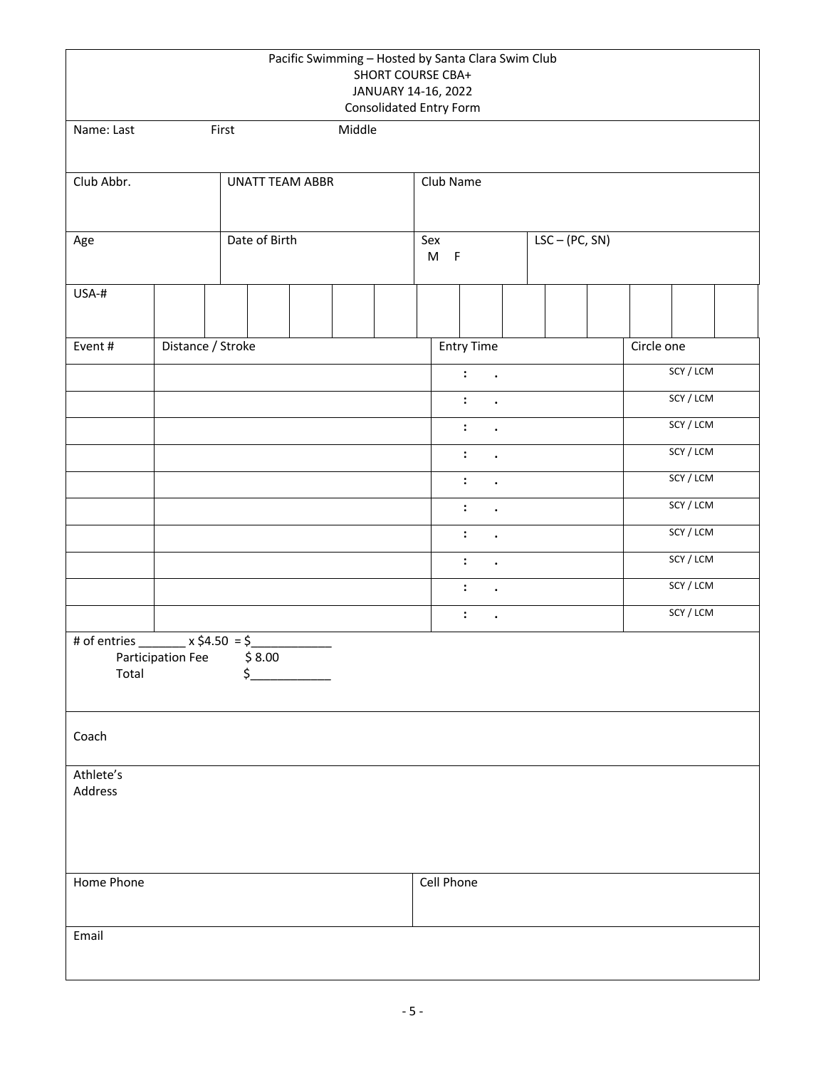Pacific Swimming – Hosted by Santa Clara Swim Club
SHORT COURSE CBA+
JANUARY 14-16, 2022
Consolidated Entry Form

| | | | |
|---|---|---|---|
| Name: Last | First | Middle | |
| Club Abbr. | UNATT TEAM ABBR | Club Name | |
| Age | Date of Birth | Sex<br>M F | LSC – (PC, SN) |

| | | | | | | | | | | | | | |
|---|---|---|---|---|---|---|---|---|---|---|---|---|---|
| USA-# | | | | | | | | | | | | | |

| Event # | Distance / Stroke | Entry Time | Circle one |
|---|---|---|---|
| | | : . | SCY / LCM |
| | | : . | SCY / LCM |
| | | : . | SCY / LCM |
| | | : . | SCY / LCM |
| | | : . | SCY / LCM |
| | | : . | SCY / LCM |
| | | : . | SCY / LCM |
| | | : . | SCY / LCM |
| | | : . | SCY / LCM |
| | | : . | SCY / LCM |

# of entries _______ x $4.50 = $____________
Participation Fee $ 8.00
Total $____________

Coach

Athlete's Address

| | |
|---|---|
| Home Phone | Cell Phone |

Email